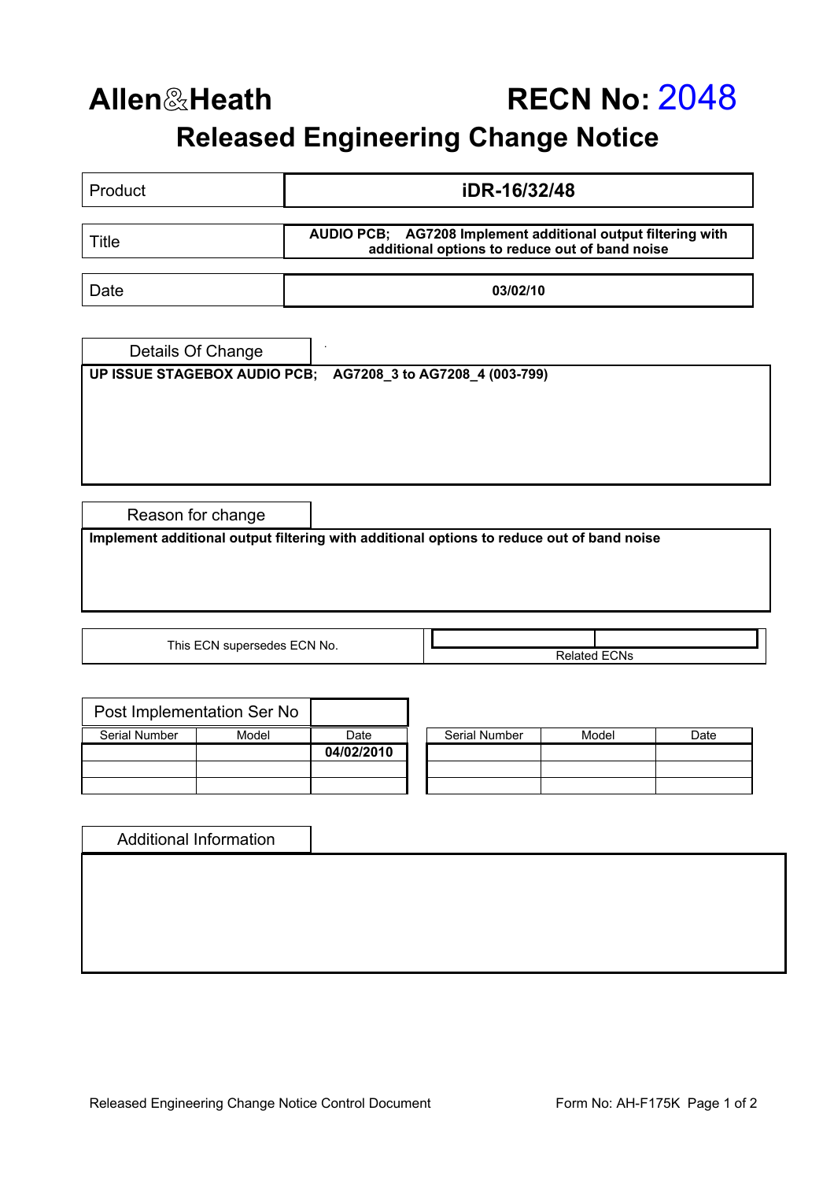# Allen&Heath

# RECN No: 2048

## Released Engineering Change Notice

| | |
|---|---|
| Product | **iDR-16/32/48** |
| Title | **AUDIO PCB; AG7208 Implement additional output filtering with additional options to reduce out of band noise** |
| Date | **03/02/10** |

### Details Of Change

**UP ISSUE STAGEBOX AUDIO PCB; AG7208_3 to AG7208_4 (003-799)**

### Reason for change

**Implement additional output filtering with additional options to reduce out of band noise**

| This ECN supersedes ECN No. | Related ECNs |
|---|---|
| | |

### Post Implementation Ser No

| Serial Number | Model | Date |
|---|---|---|
| | | **04/02/2010** |
| | | |
| | | |

| Serial Number | Model | Date |
|---|---|---|
| | | |
| | | |
| | | |

### Additional Information

Released Engineering Change Notice Control Document

Form No: AH-F175K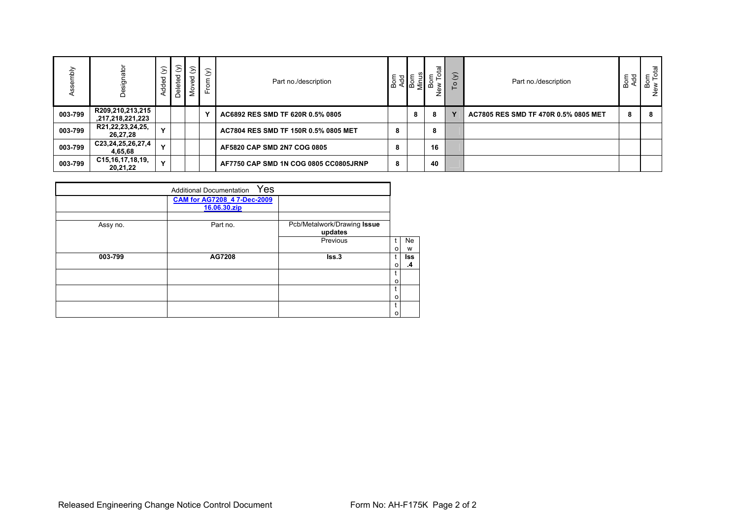| Assembly | Designator | Added (y) | Deleted (y) | Moved (y) | From (y) | Part no./description | Bom Add | Bom Minus | Bom New Total | To (y) | Part no./description | Bom Add | Bom New Total |
|---|---|---|---|---|---|---|---|---|---|---|---|---|---|
| **003-799** | **R209,210,213,215 ,217,218,221,223** | | | | **Y** | **AC6892 RES SMD TF 620R 0.5% 0805** | | **8** | **8** | **Y** | **AC7805 RES SMD TF 470R 0.5% 0805 MET** | **8** | **8** |
| **003-799** | **R21,22,23,24,25, 26,27,28** | **Y** | | | | **AC7804 RES SMD TF 150R 0.5% 0805 MET** | **8** | | **8** | | | | |
| **003-799** | **C23,24,25,26,27,4 4,65,68** | **Y** | | | | **AF5820 CAP SMD 2N7 COG 0805** | **8** | | **16** | | | | |
| **003-799** | **C15,16,17,18,19, 20,21,22** | **Y** | | | | **AF7750 CAP SMD 1N COG 0805 CC0805JRNP** | **8** | | **40** | | | | |

| Additional Documentation Yes | | | | |
|---|---|---|---|---|
| | **CAM for AG7208 4 7-Dec-2009 16.06.30.zip** | | | |
| | | | | |
| Assy no. | Part no. | Pcb/Metalwork/Drawing **Issue** **updates** | | |
| | | Previous | to | New |
| **003-799** | **AG7208** | **Iss.3** | to | **Iss .4** |
| | | | to | |
| | | | to | |
| | | | to | |

Released Engineering Change Notice Control Document

Form No: AH-F175K